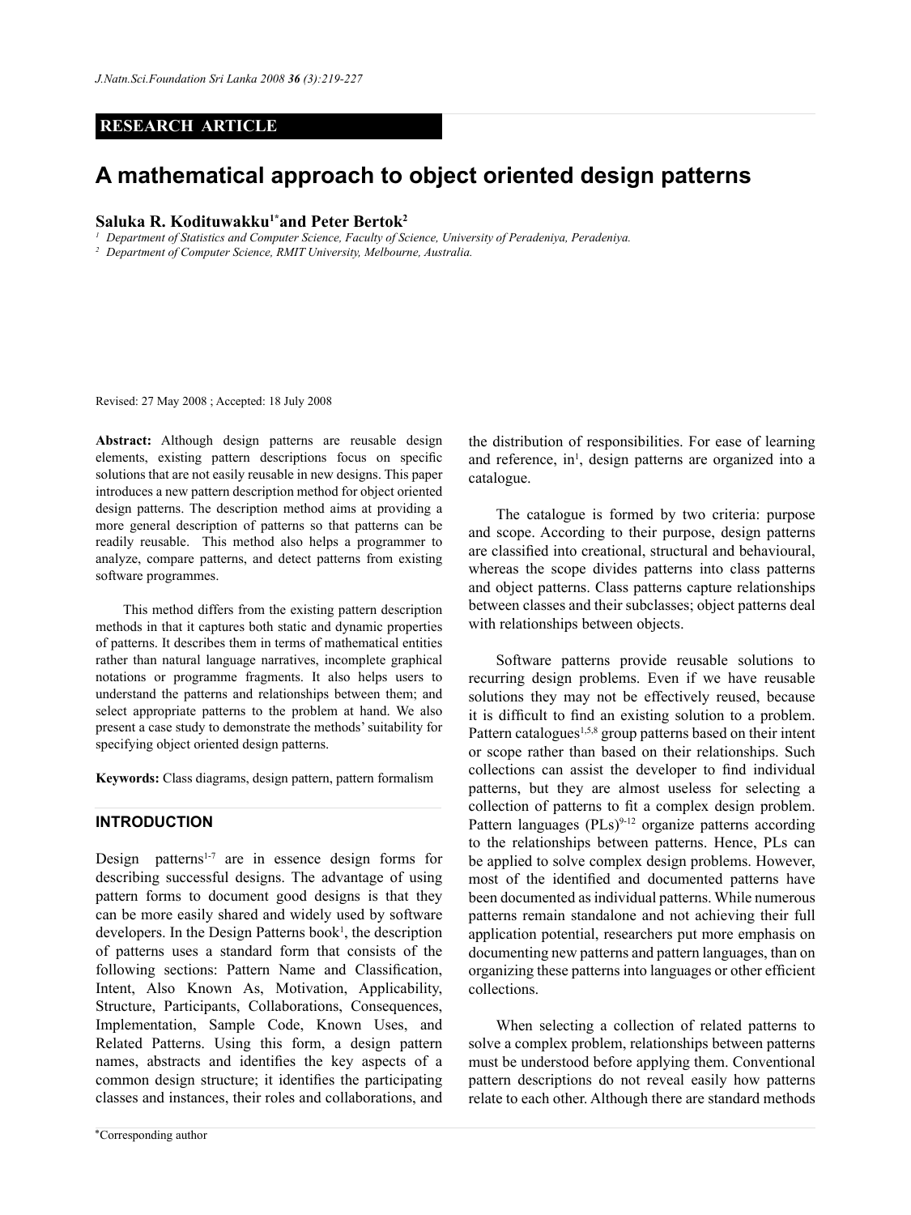RESEARCH ARTICLE

# A mathematical approach to object oriented design patterns

**Saluka R. Kodituwakku[1*] and Peter Bertok[2]**

[1] Department of Statistics and Computer Science, Faculty of Science, University of Peradeniya, Peradeniya.

[2] Department of Computer Science, RMIT University, Melbourne, Australia.

Revised: 27 May 2008 ; Accepted: 18 July 2008

**Abstract:** Although design patterns are reusable design elements, existing pattern descriptions focus on specific solutions that are not easily reusable in new designs. This paper introduces a new pattern description method for object oriented design patterns. The description method aims at providing a more general description of patterns so that patterns can be readily reusable. This method also helps a programmer to analyze, compare patterns, and detect patterns from existing software programmes.

This method differs from the existing pattern description methods in that it captures both static and dynamic properties of patterns. It describes them in terms of mathematical entities rather than natural language narratives, incomplete graphical notations or programme fragments. It also helps users to understand the patterns and relationships between them; and select appropriate patterns to the problem at hand. We also present a case study to demonstrate the methods' suitability for specifying object oriented design patterns.

**Keywords:** Class diagrams, design pattern, pattern formalism

## INTRODUCTION

Design patterns[1-7] are in essence design forms for describing successful designs. The advantage of using pattern forms to document good designs is that they can be more easily shared and widely used by software developers. In the Design Patterns book[1], the description of patterns uses a standard form that consists of the following sections: Pattern Name and Classification, Intent, Also Known As, Motivation, Applicability, Structure, Participants, Collaborations, Consequences, Implementation, Sample Code, Known Uses, and Related Patterns. Using this form, a design pattern names, abstracts and identifies the key aspects of a common design structure; it identifies the participating classes and instances, their roles and collaborations, and the distribution of responsibilities. For ease of learning and reference, in[1], design patterns are organized into a catalogue.

The catalogue is formed by two criteria: purpose and scope. According to their purpose, design patterns are classified into creational, structural and behavioural, whereas the scope divides patterns into class patterns and object patterns. Class patterns capture relationships between classes and their subclasses; object patterns deal with relationships between objects.

Software patterns provide reusable solutions to recurring design problems. Even if we have reusable solutions they may not be effectively reused, because it is difficult to find an existing solution to a problem. Pattern catalogues[1,5,8] group patterns based on their intent or scope rather than based on their relationships. Such collections can assist the developer to find individual patterns, but they are almost useless for selecting a collection of patterns to fit a complex design problem. Pattern languages (PLs)[9-12] organize patterns according to the relationships between patterns. Hence, PLs can be applied to solve complex design problems. However, most of the identified and documented patterns have been documented as individual patterns. While numerous patterns remain standalone and not achieving their full application potential, researchers put more emphasis on documenting new patterns and pattern languages, than on organizing these patterns into languages or other efficient collections.

When selecting a collection of related patterns to solve a complex problem, relationships between patterns must be understood before applying them. Conventional pattern descriptions do not reveal easily how patterns relate to each other. Although there are standard methods

*Corresponding author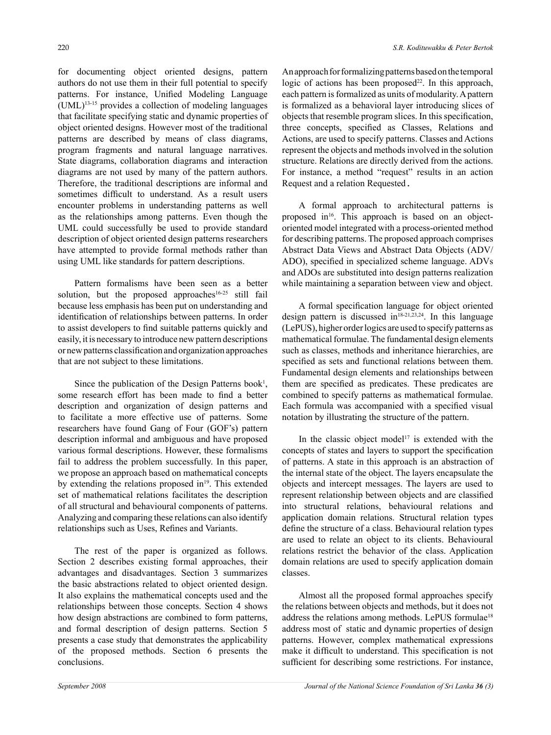for documenting object oriented designs, pattern authors do not use them in their full potential to specify patterns. For instance, Unified Modeling Language (UML)[13-15] provides a collection of modeling languages that facilitate specifying static and dynamic properties of object oriented designs. However most of the traditional patterns are described by means of class diagrams, program fragments and natural language narratives. State diagrams, collaboration diagrams and interaction diagrams are not used by many of the pattern authors. Therefore, the traditional descriptions are informal and sometimes difficult to understand. As a result users encounter problems in understanding patterns as well as the relationships among patterns. Even though the UML could successfully be used to provide standard description of object oriented design patterns researchers have attempted to provide formal methods rather than using UML like standards for pattern descriptions.

Pattern formalisms have been seen as a better solution, but the proposed approaches[16-25] still fail because less emphasis has been put on understanding and identification of relationships between patterns. In order to assist developers to find suitable patterns quickly and easily, it is necessary to introduce new pattern descriptions or new patterns classification and organization approaches that are not subject to these limitations.

Since the publication of the Design Patterns book[1], some research effort has been made to find a better description and organization of design patterns and to facilitate a more effective use of patterns. Some researchers have found Gang of Four (GOF's) pattern description informal and ambiguous and have proposed various formal descriptions. However, these formalisms fail to address the problem successfully. In this paper, we propose an approach based on mathematical concepts by extending the relations proposed in[19]. This extended set of mathematical relations facilitates the description of all structural and behavioural components of patterns. Analyzing and comparing these relations can also identify relationships such as Uses, Refines and Variants.

The rest of the paper is organized as follows. Section 2 describes existing formal approaches, their advantages and disadvantages. Section 3 summarizes the basic abstractions related to object oriented design. It also explains the mathematical concepts used and the relationships between those concepts. Section 4 shows how design abstractions are combined to form patterns, and formal description of design patterns. Section 5 presents a case study that demonstrates the applicability of the proposed methods. Section 6 presents the conclusions.

An approach for formalizing patterns based on the temporal logic of actions has been proposed[22]. In this approach, each pattern is formalized as units of modularity. A pattern is formalized as a behavioral layer introducing slices of objects that resemble program slices. In this specification, three concepts, specified as Classes, Relations and Actions, are used to specify patterns. Classes and Actions represent the objects and methods involved in the solution structure. Relations are directly derived from the actions. For instance, a method "request" results in an action Request and a relation Requested.

A formal approach to architectural patterns is proposed in[16]. This approach is based on an object-oriented model integrated with a process-oriented method for describing patterns. The proposed approach comprises Abstract Data Views and Abstract Data Objects (ADV/ADO), specified in specialized scheme language. ADVs and ADOs are substituted into design patterns realization while maintaining a separation between view and object.

A formal specification language for object oriented design pattern is discussed in[18-21,23,24]. In this language (LePUS), higher order logics are used to specify patterns as mathematical formulae. The fundamental design elements such as classes, methods and inheritance hierarchies, are specified as sets and functional relations between them. Fundamental design elements and relationships between them are specified as predicates. These predicates are combined to specify patterns as mathematical formulae. Each formula was accompanied with a specified visual notation by illustrating the structure of the pattern.

In the classic object model[17] is extended with the concepts of states and layers to support the specification of patterns. A state in this approach is an abstraction of the internal state of the object. The layers encapsulate the objects and intercept messages. The layers are used to represent relationship between objects and are classified into structural relations, behavioural relations and application domain relations. Structural relation types define the structure of a class. Behavioural relation types are used to relate an object to its clients. Behavioural relations restrict the behavior of the class. Application domain relations are used to specify application domain classes.

Almost all the proposed formal approaches specify the relations between objects and methods, but it does not address the relations among methods. LePUS formulae[18] address most of static and dynamic properties of design patterns. However, complex mathematical expressions make it difficult to understand. This specification is not sufficient for describing some restrictions. For instance,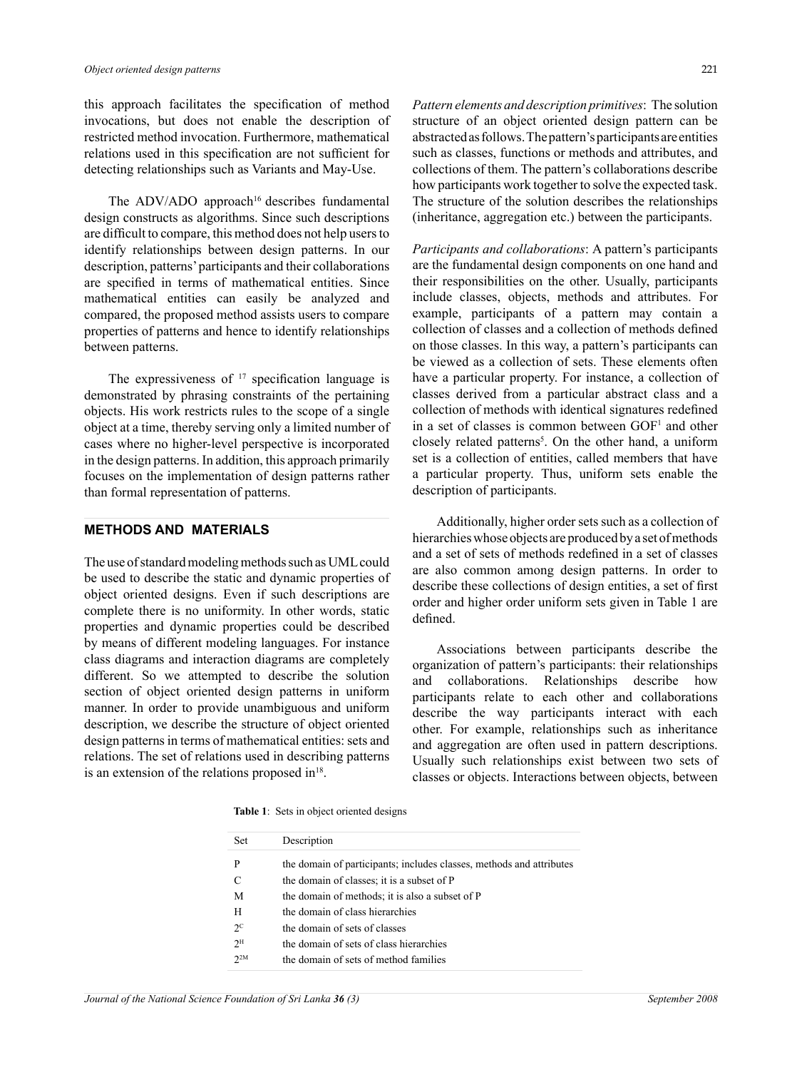this approach facilitates the specification of method invocations, but does not enable the description of restricted method invocation. Furthermore, mathematical relations used in this specification are not sufficient for detecting relationships such as Variants and May-Use.

The ADV/ADO approach[16] describes fundamental design constructs as algorithms. Since such descriptions are difficult to compare, this method does not help users to identify relationships between design patterns. In our description, patterns' participants and their collaborations are specified in terms of mathematical entities. Since mathematical entities can easily be analyzed and compared, the proposed method assists users to compare properties of patterns and hence to identify relationships between patterns.

The expressiveness of [17] specification language is demonstrated by phrasing constraints of the pertaining objects. His work restricts rules to the scope of a single object at a time, thereby serving only a limited number of cases where no higher-level perspective is incorporated in the design patterns. In addition, this approach primarily focuses on the implementation of design patterns rather than formal representation of patterns.

## METHODS AND MATERIALS

The use of standard modeling methods such as UML could be used to describe the static and dynamic properties of object oriented designs. Even if such descriptions are complete there is no uniformity. In other words, static properties and dynamic properties could be described by means of different modeling languages. For instance class diagrams and interaction diagrams are completely different. So we attempted to describe the solution section of object oriented design patterns in uniform manner. In order to provide unambiguous and uniform description, we describe the structure of object oriented design patterns in terms of mathematical entities: sets and relations. The set of relations used in describing patterns is an extension of the relations proposed in[18].

*Pattern elements and description primitives*: The solution structure of an object oriented design pattern can be abstracted as follows. The pattern's participants are entities such as classes, functions or methods and attributes, and collections of them. The pattern's collaborations describe how participants work together to solve the expected task. The structure of the solution describes the relationships (inheritance, aggregation etc.) between the participants.

*Participants and collaborations*: A pattern's participants are the fundamental design components on one hand and their responsibilities on the other. Usually, participants include classes, objects, methods and attributes. For example, participants of a pattern may contain a collection of classes and a collection of methods defined on those classes. In this way, a pattern's participants can be viewed as a collection of sets. These elements often have a particular property. For instance, a collection of classes derived from a particular abstract class and a collection of methods with identical signatures redefined in a set of classes is common between GOF[1] and other closely related patterns[5]. On the other hand, a uniform set is a collection of entities, called members that have a particular property. Thus, uniform sets enable the description of participants.

Additionally, higher order sets such as a collection of hierarchies whose objects are produced by a set of methods and a set of sets of methods redefined in a set of classes are also common among design patterns. In order to describe these collections of design entities, a set of first order and higher order uniform sets given in Table 1 are defined.

Associations between participants describe the organization of pattern's participants: their relationships and collaborations. Relationships describe how participants relate to each other and collaborations describe the way participants interact with each other. For example, relationships such as inheritance and aggregation are often used in pattern descriptions. Usually such relationships exist between two sets of classes or objects. Interactions between objects, between

**Table 1**: Sets in object oriented designs

| Set | Description |
|---|---|
| P | the domain of participants; includes classes, methods and attributes |
| C | the domain of classes; it is a subset of P |
| M | the domain of methods; it is also a subset of P |
| H | the domain of class hierarchies |
| $2^{C}$ | the domain of sets of classes |
| $2^{H}$ | the domain of sets of class hierarchies |
| $2^{2M}$ | the domain of sets of method families |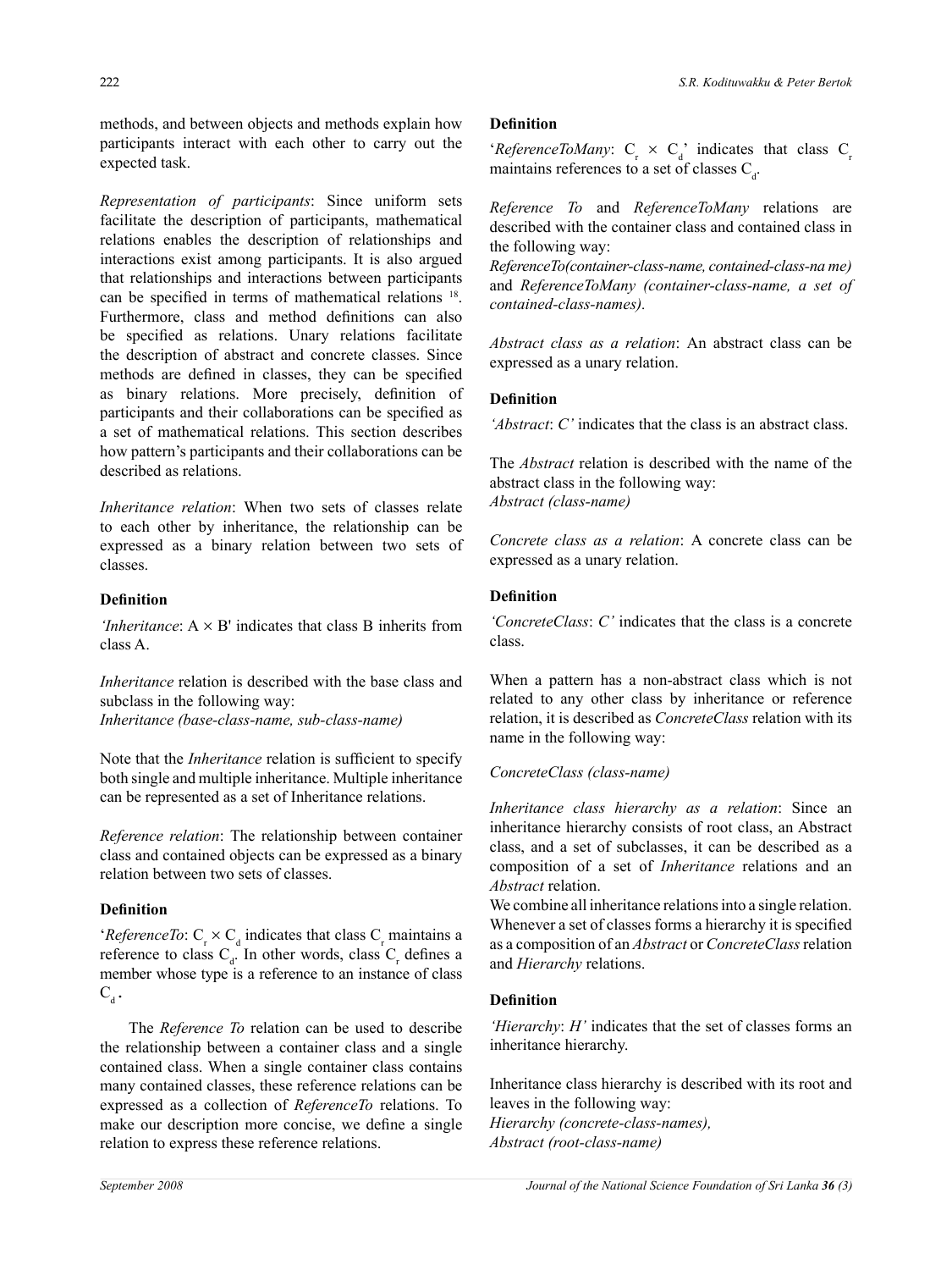methods, and between objects and methods explain how participants interact with each other to carry out the expected task.

*Representation of participants*: Since uniform sets facilitate the description of participants, mathematical relations enables the description of relationships and interactions exist among participants. It is also argued that relationships and interactions between participants can be specified in terms of mathematical relations [18]. Furthermore, class and method definitions can also be specified as relations. Unary relations facilitate the description of abstract and concrete classes. Since methods are defined in classes, they can be specified as binary relations. More precisely, definition of participants and their collaborations can be specified as a set of mathematical relations. This section describes how pattern's participants and their collaborations can be described as relations.

*Inheritance relation*: When two sets of classes relate to each other by inheritance, the relationship can be expressed as a binary relation between two sets of classes.

**Definition**

*'Inheritance*: $A \times B$' indicates that class B inherits from class A.

*Inheritance* relation is described with the base class and subclass in the following way:
*Inheritance (base-class-name, sub-class-name)*

Note that the *Inheritance* relation is sufficient to specify both single and multiple inheritance. Multiple inheritance can be represented as a set of Inheritance relations.

*Reference relation*: The relationship between container class and contained objects can be expressed as a binary relation between two sets of classes.

**Definition**

'*ReferenceTo*: $C_r \times C_d$ indicates that class $C_r$ maintains a reference to class $C_d$. In other words, class $C_r$ defines a member whose type is a reference to an instance of class $C_d$.

The *Reference To* relation can be used to describe the relationship between a container class and a single contained class. When a single container class contains many contained classes, these reference relations can be expressed as a collection of *ReferenceTo* relations. To make our description more concise, we define a single relation to express these reference relations.

**Definition**

'*ReferenceToMany*: $C_r \times C_d$' indicates that class $C_r$ maintains references to a set of classes $C_d$.

*Reference To* and *ReferenceToMany* relations are described with the container class and contained class in the following way:
*ReferenceTo(container-class-name, contained-class-na me)* and *ReferenceToMany (container-class-name, a set of contained-class-names).*

*Abstract class as a relation*: An abstract class can be expressed as a unary relation.

**Definition**

*'Abstract*: *C'* indicates that the class is an abstract class.

The *Abstract* relation is described with the name of the abstract class in the following way:
*Abstract (class-name)*

*Concrete class as a relation*: A concrete class can be expressed as a unary relation.

**Definition**

*'ConcreteClass*: *C'* indicates that the class is a concrete class.

When a pattern has a non-abstract class which is not related to any other class by inheritance or reference relation, it is described as *ConcreteClass* relation with its name in the following way:

*ConcreteClass (class-name)*

*Inheritance class hierarchy as a relation*: Since an inheritance hierarchy consists of root class, an Abstract class, and a set of subclasses, it can be described as a composition of a set of *Inheritance* relations and an *Abstract* relation.
We combine all inheritance relations into a single relation. Whenever a set of classes forms a hierarchy it is specified as a composition of an *Abstract* or *ConcreteClass* relation and *Hierarchy* relations.

**Definition**

*'Hierarchy*: *H'* indicates that the set of classes forms an inheritance hierarchy.

Inheritance class hierarchy is described with its root and leaves in the following way:
*Hierarchy (concrete-class-names),*
*Abstract (root-class-name)*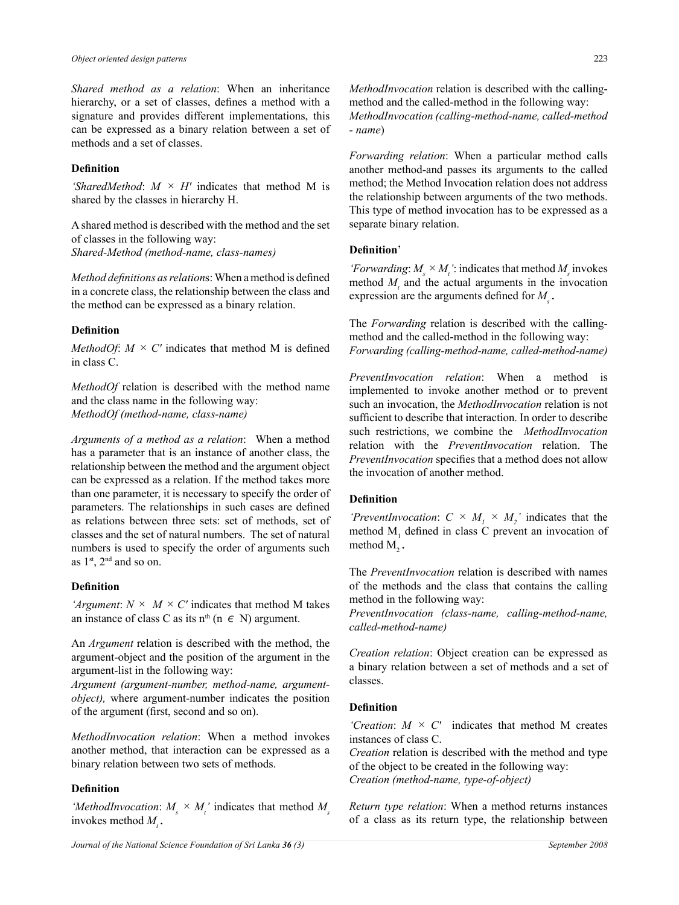*Shared method as a relation*: When an inheritance hierarchy, or a set of classes, defines a method with a signature and provides different implementations, this can be expressed as a binary relation between a set of methods and a set of classes.

**Definition**

*'SharedMethod*: $M \times H'$ indicates that method M is shared by the classes in hierarchy H.

A shared method is described with the method and the set of classes in the following way:
*Shared-Method (method-name, class-names)*

*Method definitions as relation*s: When a method is defined in a concrete class, the relationship between the class and the method can be expressed as a binary relation.

**Definition**

*MethodOf*: $M \times C'$ indicates that method M is defined in class C.

*MethodOf* relation is described with the method name and the class name in the following way:
*MethodOf (method-name, class-name)*

*Arguments of a method as a relation*: When a method has a parameter that is an instance of another class, the relationship between the method and the argument object can be expressed as a relation. If the method takes more than one parameter, it is necessary to specify the order of parameters. The relationships in such cases are defined as relations between three sets: set of methods, set of classes and the set of natural numbers. The set of natural numbers is used to specify the order of arguments such as $1^{st}$, $2^{nd}$ and so on.

**Definition**

*'Argument*: $N \times M \times C'$ indicates that method M takes an instance of class C as its $n^{th}$ ($n \in N$) argument.

An *Argument* relation is described with the method, the argument-object and the position of the argument in the argument-list in the following way:
*Argument (argument-number, method-name, argument-object),* where argument-number indicates the position of the argument (first, second and so on).

*MethodInvocation relation*: When a method invokes another method, that interaction can be expressed as a binary relation between two sets of methods.

**Definition**

*'MethodInvocation*: $M_s \times M_t'$ indicates that method $M_s$ invokes method $M_t$.

*MethodInvocation* relation is described with the calling-method and the called-method in the following way:
*MethodInvocation (calling-method-name, called-method - name*)

*Forwarding relation*: When a particular method calls another method-and passes its arguments to the called method; the Method Invocation relation does not address the relationship between arguments of the two methods. This type of method invocation has to be expressed as a separate binary relation.

**Definition**'

*'Forwarding*: $M_s \times M_t'$: indicates that method $M_s$ invokes method $M_t$ and the actual arguments in the invocation expression are the arguments defined for $M_s$.

The *Forwarding* relation is described with the calling-method and the called-method in the following way:
*Forwarding (calling-method-name, called-method-name)*

*PreventInvocation relation*: When a method is implemented to invoke another method or to prevent such an invocation, the *MethodInvocation* relation is not sufficient to describe that interaction. In order to describe such restrictions, we combine the *MethodInvocation* relation with the *PreventInvocation* relation. The *PreventInvocation* specifies that a method does not allow the invocation of another method.

**Definition**

*'PreventInvocation*: $C \times M_1 \times M_2'$ indicates that the method $M_1$ defined in class C prevent an invocation of method $M_2$.

The *PreventInvocation* relation is described with names of the methods and the class that contains the calling method in the following way:
*PreventInvocation (class-name, calling-method-name, called-method-name)*

*Creation relation*: Object creation can be expressed as a binary relation between a set of methods and a set of classes.

**Definition**

*'Creation*: $M \times C'$ indicates that method M creates instances of class C.
*Creation* relation is described with the method and type of the object to be created in the following way:
*Creation (method-name, type-of-object)*

*Return type relation*: When a method returns instances of a class as its return type, the relationship between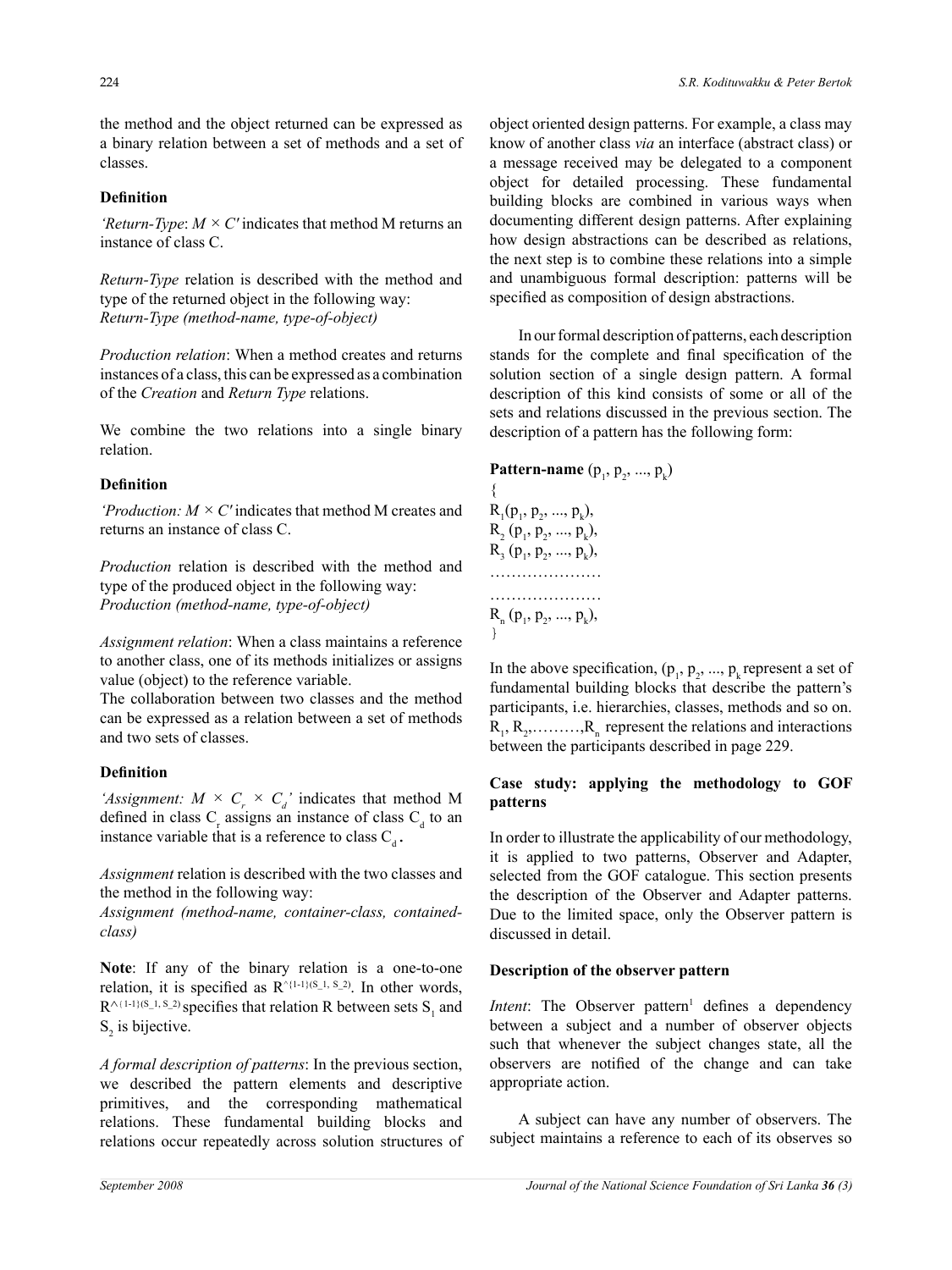the method and the object returned can be expressed as a binary relation between a set of methods and a set of classes.

**Definition**

*'Return-Type*: $M \times C'$ indicates that method M returns an instance of class C.

*Return-Type* relation is described with the method and type of the returned object in the following way:
*Return-Type (method-name, type-of-object)*

*Production relation*: When a method creates and returns instances of a class, this can be expressed as a combination of the *Creation* and *Return Type* relations.

We combine the two relations into a single binary relation.

**Definition**

*'Production: $M \times C'$* indicates that method M creates and returns an instance of class C.

*Production* relation is described with the method and type of the produced object in the following way:
*Production (method-name, type-of-object)*

*Assignment relation*: When a class maintains a reference to another class, one of its methods initializes or assigns value (object) to the reference variable.
The collaboration between two classes and the method can be expressed as a relation between a set of methods and two sets of classes.

**Definition**

*'Assignment: $M \times C_r \times C_d$'* indicates that method M defined in class $C_r$ assigns an instance of class $C_d$ to an instance variable that is a reference to class $C_d$.

*Assignment* relation is described with the two classes and the method in the following way:
*Assignment (method-name, container-class, contained-class)*

**Note**: If any of the binary relation is a one-to-one relation, it is specified as $R^{\wedge\{1\text{-}1\}(S\_1,\, S\_2)}$. In other words, $R^{\wedge\{1\text{-}1\}(S\_1,\, S\_2)}$ specifies that relation R between sets $S_1$ and $S_2$ is bijective.

*A formal description of patterns*: In the previous section, we described the pattern elements and descriptive primitives, and the corresponding mathematical relations. These fundamental building blocks and relations occur repeatedly across solution structures of object oriented design patterns. For example, a class may know of another class *via* an interface (abstract class) or a message received may be delegated to a component object for detailed processing. These fundamental building blocks are combined in various ways when documenting different design patterns. After explaining how design abstractions can be described as relations, the next step is to combine these relations into a simple and unambiguous formal description: patterns will be specified as composition of design abstractions.

In our formal description of patterns, each description stands for the complete and final specification of the solution section of a single design pattern. A formal description of this kind consists of some or all of the sets and relations discussed in the previous section. The description of a pattern has the following form:

**Pattern-name** $(p_1, p_2, ..., p_k)$
{
$R_1(p_1, p_2, ..., p_k)$,
$R_2\ (p_1, p_2, ..., p_k)$,
$R_3\ (p_1, p_2, ..., p_k)$,
…………………
…………………
$R_n\ (p_1, p_2, ..., p_k)$,
}

In the above specification, $(p_1, p_2, ..., p_k$ represent a set of fundamental building blocks that describe the pattern's participants, i.e. hierarchies, classes, methods and so on. $R_1, R_2, \ldots\ldots\ldots, R_n$ represent the relations and interactions between the participants described in page 229.

**Case study: applying the methodology to GOF patterns**

In order to illustrate the applicability of our methodology, it is applied to two patterns, Observer and Adapter, selected from the GOF catalogue. This section presents the description of the Observer and Adapter patterns. Due to the limited space, only the Observer pattern is discussed in detail.

**Description of the observer pattern**

*Intent*: The Observer pattern[1] defines a dependency between a subject and a number of observer objects such that whenever the subject changes state, all the observers are notified of the change and can take appropriate action.

A subject can have any number of observers. The subject maintains a reference to each of its observes so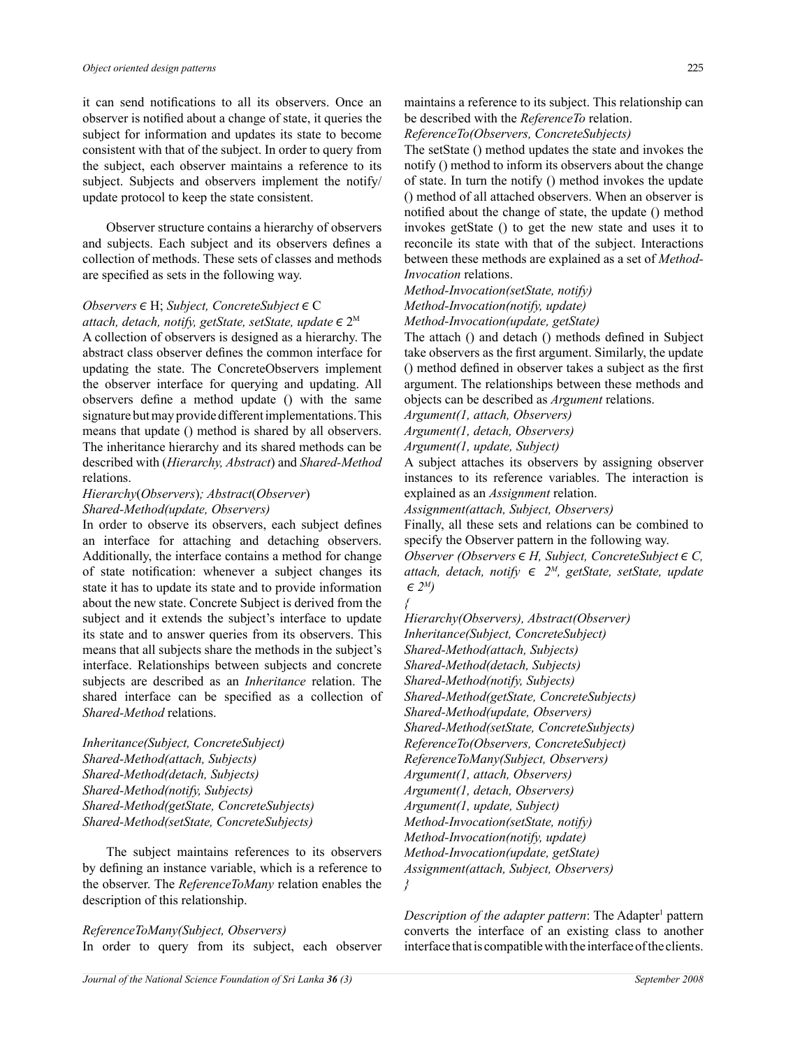it can send notifications to all its observers. Once an observer is notified about a change of state, it queries the subject for information and updates its state to become consistent with that of the subject. In order to query from the subject, each observer maintains a reference to its subject. Subjects and observers implement the notify/update protocol to keep the state consistent.

Observer structure contains a hierarchy of observers and subjects. Each subject and its observers defines a collection of methods. These sets of classes and methods are specified as sets in the following way.

*Observers* $\in$ H; *Subject, ConcreteSubject* $\in$ C
*attach, detach, notify, getState, setState, update* $\in 2^M$

A collection of observers is designed as a hierarchy. The abstract class observer defines the common interface for updating the state. The ConcreteObservers implement the observer interface for querying and updating. All observers define a method update () with the same signature but may provide different implementations. This means that update () method is shared by all observers. The inheritance hierarchy and its shared methods can be described with (*Hierarchy, Abstract*) and *Shared-Method* relations.

*Hierarchy*(*Observers*)*; Abstract*(*Observer*)
*Shared-Method(update, Observers)*

In order to observe its observers, each subject defines an interface for attaching and detaching observers. Additionally, the interface contains a method for change of state notification: whenever a subject changes its state it has to update its state and to provide information about the new state. Concrete Subject is derived from the subject and it extends the subject's interface to update its state and to answer queries from its observers. This means that all subjects share the methods in the subject's interface. Relationships between subjects and concrete subjects are described as an *Inheritance* relation. The shared interface can be specified as a collection of *Shared-Method* relations.

*Inheritance(Subject, ConcreteSubject)*
*Shared-Method(attach, Subjects)*
*Shared-Method(detach, Subjects)*
*Shared-Method(notify, Subjects)*
*Shared-Method(getState, ConcreteSubjects)*
*Shared-Method(setState, ConcreteSubjects)*

The subject maintains references to its observers by defining an instance variable, which is a reference to the observer. The *ReferenceToMany* relation enables the description of this relationship.

*ReferenceToMany(Subject, Observers)*

In order to query from its subject, each observer maintains a reference to its subject. This relationship can be described with the *ReferenceTo* relation.

*ReferenceTo(Observers, ConcreteSubjects)*

The setState () method updates the state and invokes the notify () method to inform its observers about the change of state. In turn the notify () method invokes the update () method of all attached observers. When an observer is notified about the change of state, the update () method invokes getState () to get the new state and uses it to reconcile its state with that of the subject. Interactions between these methods are explained as a set of *Method-Invocation* relations.

*Method-Invocation(setState, notify)*
*Method-Invocation(notify, update)*
*Method-Invocation(update, getState)*

The attach () and detach () methods defined in Subject take observers as the first argument. Similarly, the update () method defined in observer takes a subject as the first argument. The relationships between these methods and objects can be described as *Argument* relations.

*Argument(1, attach, Observers)*
*Argument(1, detach, Observers)*
*Argument(1, update, Subject)*

A subject attaches its observers by assigning observer instances to its reference variables. The interaction is explained as an *Assignment* relation.

*Assignment(attach, Subject, Observers)*

Finally, all these sets and relations can be combined to specify the Observer pattern in the following way.

*Observer (Observers* $\in$ *H, Subject, ConcreteSubject* $\in$ *C, attach, detach, notify* $\in 2^M$*, getState, setState, update* $\in 2^M$*)*

*{*
*Hierarchy(Observers), Abstract(Observer)*
*Inheritance(Subject, ConcreteSubject)*
*Shared-Method(attach, Subjects)*
*Shared-Method(detach, Subjects)*
*Shared-Method(notify, Subjects)*
*Shared-Method(getState, ConcreteSubjects)*
*Shared-Method(update, Observers)*
*Shared-Method(setState, ConcreteSubjects)*
*ReferenceTo(Observers, ConcreteSubject)*
*ReferenceToMany(Subject, Observers)*
*Argument(1, attach, Observers)*
*Argument(1, detach, Observers)*
*Argument(1, update, Subject)*
*Method-Invocation(setState, notify)*
*Method-Invocation(notify, update)*
*Method-Invocation(update, getState)*
*Assignment(attach, Subject, Observers)*
*}*

*Description of the adapter pattern*: The Adapter[1] pattern converts the interface of an existing class to another interface that is compatible with the interface of the clients.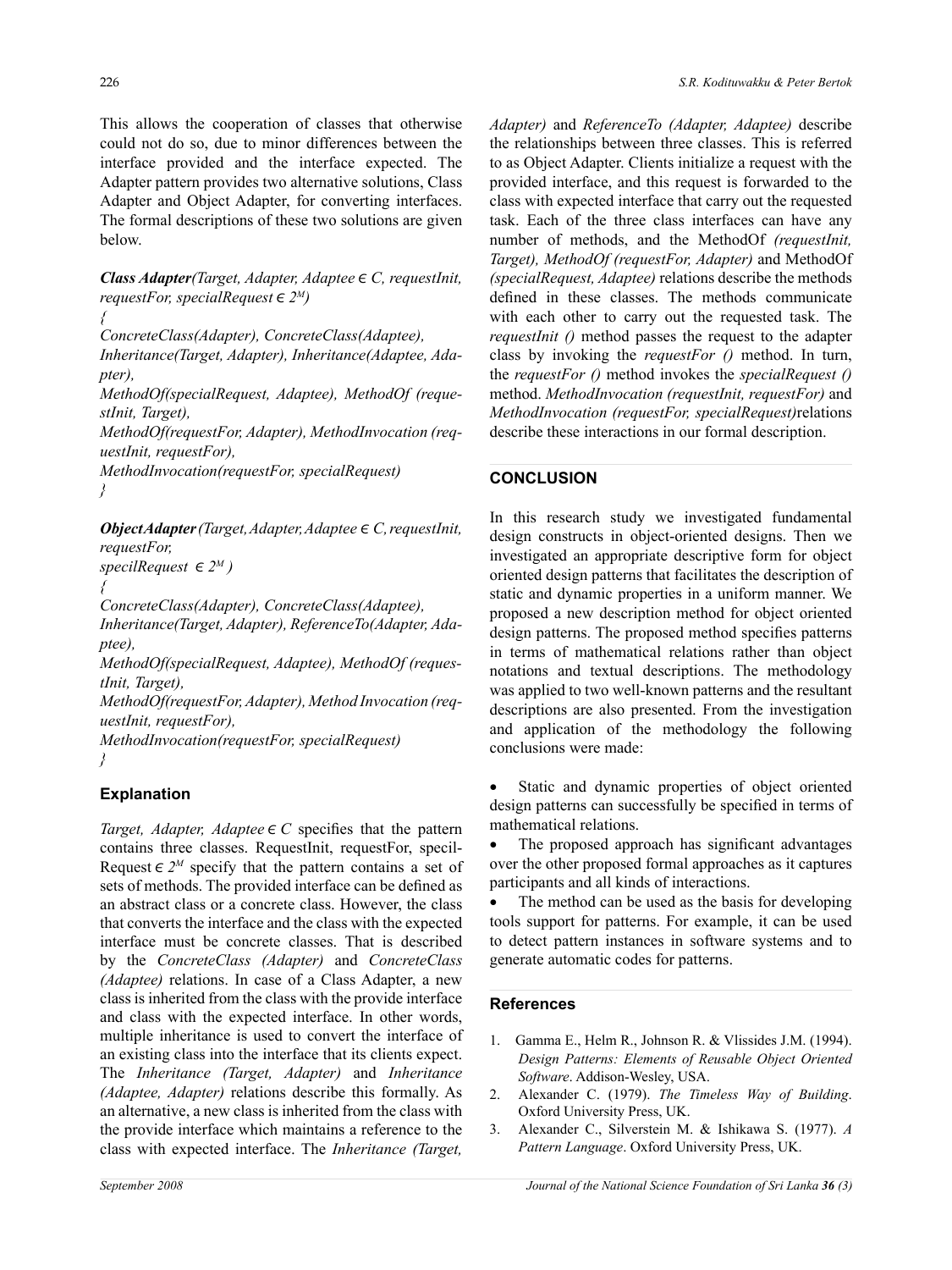This allows the cooperation of classes that otherwise could not do so, due to minor differences between the interface provided and the interface expected. The Adapter pattern provides two alternative solutions, Class Adapter and Object Adapter, for converting interfaces. The formal descriptions of these two solutions are given below.

***Class Adapter****(Target, Adapter, Adaptee* $\in$ *C, requestInit, requestFor, specialRequest* $\in 2^M$*)*

*{*

*ConcreteClass(Adapter), ConcreteClass(Adaptee),*

*Inheritance(Target, Adapter), Inheritance(Adaptee, Adapter),*

*MethodOf(specialRequest, Adaptee), MethodOf (requestInit, Target),*

*MethodOf(requestFor, Adapter), MethodInvocation (requestInit, requestFor),*

*MethodInvocation(requestFor, specialRequest)*

*}*

***ObjectAdapter*** *(Target, Adapter, Adaptee* $\in$ *C, requestInit, requestFor,*

*specilRequest* $\in 2^M$ *)*

*{*

*ConcreteClass(Adapter), ConcreteClass(Adaptee),*

*Inheritance(Target, Adapter), ReferenceTo(Adapter, Adaptee),*

*MethodOf(specialRequest, Adaptee), MethodOf (requestInit, Target),*

*MethodOf(requestFor, Adapter), Method Invocation (requestInit, requestFor),*

*MethodInvocation(requestFor, specialRequest)*

*}*

### Explanation

*Target, Adapter, Adaptee* $\in$ *C* specifies that the pattern contains three classes. RequestInit, requestFor, specilRequest $\in 2^M$ specify that the pattern contains a set of sets of methods. The provided interface can be defined as an abstract class or a concrete class. However, the class that converts the interface and the class with the expected interface must be concrete classes. That is described by the *ConcreteClass (Adapter)* and *ConcreteClass (Adaptee)* relations. In case of a Class Adapter, a new class is inherited from the class with the provide interface and class with the expected interface. In other words, multiple inheritance is used to convert the interface of an existing class into the interface that its clients expect. The *Inheritance (Target, Adapter)* and *Inheritance (Adaptee, Adapter)* relations describe this formally. As an alternative, a new class is inherited from the class with the provide interface which maintains a reference to the class with expected interface. The *Inheritance (Target, Adapter)* and *ReferenceTo (Adapter, Adaptee)* describe the relationships between three classes. This is referred to as Object Adapter. Clients initialize a request with the provided interface, and this request is forwarded to the class with expected interface that carry out the requested task. Each of the three class interfaces can have any number of methods, and the MethodOf *(requestInit, Target), MethodOf (requestFor, Adapter)* and MethodOf *(specialRequest, Adaptee)* relations describe the methods defined in these classes. The methods communicate with each other to carry out the requested task. The *requestInit ()* method passes the request to the adapter class by invoking the *requestFor ()* method. In turn, the *requestFor ()* method invokes the *specialRequest ()* method. *MethodInvocation (requestInit, requestFor)* and *MethodInvocation (requestFor, specialRequest)*relations describe these interactions in our formal description.

## CONCLUSION

In this research study we investigated fundamental design constructs in object-oriented designs. Then we investigated an appropriate descriptive form for object oriented design patterns that facilitates the description of static and dynamic properties in a uniform manner. We proposed a new description method for object oriented design patterns. The proposed method specifies patterns in terms of mathematical relations rather than object notations and textual descriptions. The methodology was applied to two well-known patterns and the resultant descriptions are also presented. From the investigation and application of the methodology the following conclusions were made:

- Static and dynamic properties of object oriented design patterns can successfully be specified in terms of mathematical relations.
- The proposed approach has significant advantages over the other proposed formal approaches as it captures participants and all kinds of interactions.
- The method can be used as the basis for developing tools support for patterns. For example, it can be used to detect pattern instances in software systems and to generate automatic codes for patterns.

## References

1. Gamma E., Helm R., Johnson R. & Vlissides J.M. (1994). *Design Patterns: Elements of Reusable Object Oriented Software*. Addison-Wesley, USA.
2. Alexander C. (1979). *The Timeless Way of Building*. Oxford University Press, UK.
3. Alexander C., Silverstein M. & Ishikawa S. (1977). *A Pattern Language*. Oxford University Press, UK.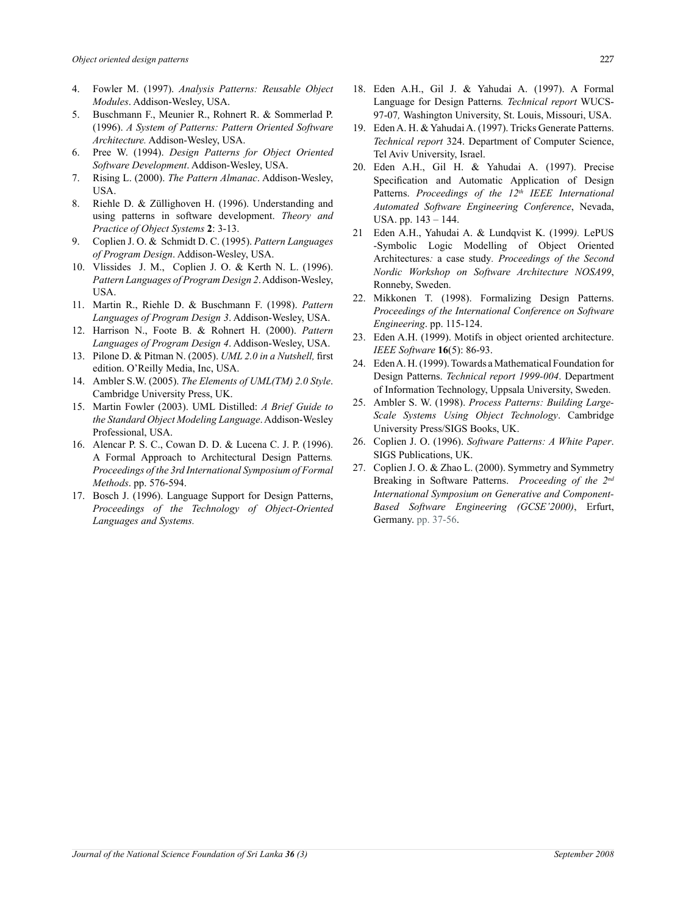4. Fowler M. (1997). *Analysis Patterns: Reusable Object Modules*. Addison-Wesley, USA.
5. Buschmann F., Meunier R., Rohnert R. & Sommerlad P. (1996). *A System of Patterns: Pattern Oriented Software Architecture.* Addison-Wesley, USA.
6. Pree W. (1994). *Design Patterns for Object Oriented Software Development*. Addison-Wesley, USA.
7. Rising L. (2000). *The Pattern Almanac*. Addison-Wesley, USA.
8. Riehle D. & Züllighoven H. (1996). Understanding and using patterns in software development. *Theory and Practice of Object Systems* **2**: 3-13.
9. Coplien J. O. & Schmidt D. C. (1995). *Pattern Languages of Program Design*. Addison-Wesley, USA.
10. Vlissides J. M., Coplien J. O. & Kerth N. L. (1996). *Pattern Languages of Program Design 2*. Addison-Wesley, USA.
11. Martin R., Riehle D. & Buschmann F. (1998). *Pattern Languages of Program Design 3*. Addison-Wesley, USA.
12. Harrison N., Foote B. & Rohnert H. (2000). *Pattern Languages of Program Design 4*. Addison-Wesley, USA.
13. Pilone D. & Pitman N. (2005). *UML 2.0 in a Nutshell,* first edition. O'Reilly Media, Inc, USA.
14. Ambler S.W. (2005). *The Elements of UML(TM) 2.0 Style*. Cambridge University Press, UK.
15. Martin Fowler (2003). UML Distilled: *A Brief Guide to the Standard Object Modeling Language*. Addison-Wesley Professional, USA.
16. Alencar P. S. C., Cowan D. D. & Lucena C. J. P. (1996). A Formal Approach to Architectural Design Patterns*. Proceedings of the 3rd International Symposium of Formal Methods*. pp. 576-594.
17. Bosch J. (1996). Language Support for Design Patterns, *Proceedings of the Technology of Object-Oriented Languages and Systems.*
18. Eden A.H., Gil J. & Yahudai A. (1997). A Formal Language for Design Patterns*. Technical report* WUCS-97-07*,* Washington University, St. Louis, Missouri, USA.
19. Eden A. H. & Yahudai A. (1997). Tricks Generate Patterns. *Technical report* 324. Department of Computer Science, Tel Aviv University, Israel.
20. Eden A.H., Gil H. & Yahudai A. (1997). Precise Specification and Automatic Application of Design Patterns. *Proceedings of the 12th IEEE International Automated Software Engineering Conference*, Nevada, USA. pp. 143 – 144.
21. Eden A.H., Yahudai A. & Lundqvist K. (1999*).* LePUS -Symbolic Logic Modelling of Object Oriented Architectures*:* a case study*. Proceedings of the Second Nordic Workshop on Software Architecture NOSA99*, Ronneby, Sweden.
22. Mikkonen T. (1998). Formalizing Design Patterns. *Proceedings of the International Conference on Software Engineering*. pp. 115-124.
23. Eden A.H. (1999). Motifs in object oriented architecture. *IEEE Software* **16**(5): 86-93.
24. Eden A. H. (1999). Towards a Mathematical Foundation for Design Patterns. *Technical report 1999-004*. Department of Information Technology, Uppsala University, Sweden.
25. Ambler S. W. (1998). *Process Patterns: Building Large-Scale Systems Using Object Technology*. Cambridge University Press/SIGS Books, UK.
26. Coplien J. O. (1996). *Software Patterns: A White Paper*. SIGS Publications, UK.
27. Coplien J. O. & Zhao L. (2000). Symmetry and Symmetry Breaking in Software Patterns. *Proceeding of the 2nd International Symposium on Generative and Component-Based Software Engineering (GCSE'2000)*, Erfurt, Germany. pp. 37-56.